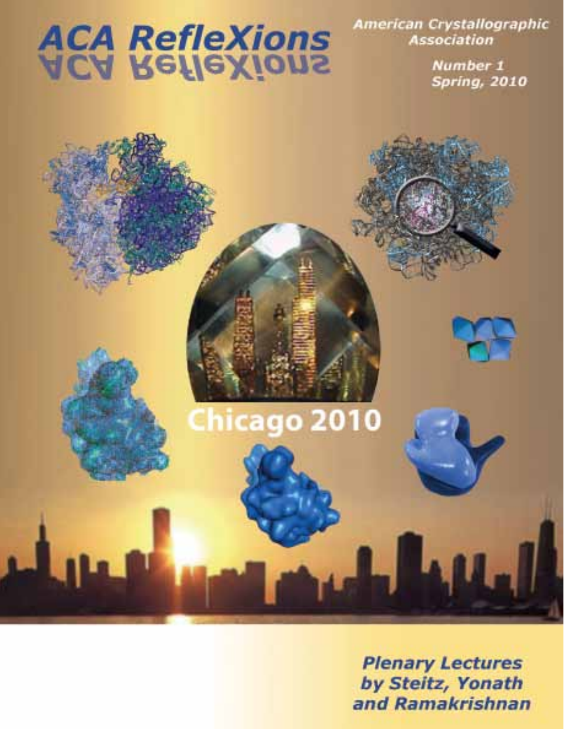# ACA RefleXions

American Crystallographic Association

Number 1
Spring, 2010

Chicago 2010

**Plenary Lectures by Steitz, Yonath and Ramakrishnan**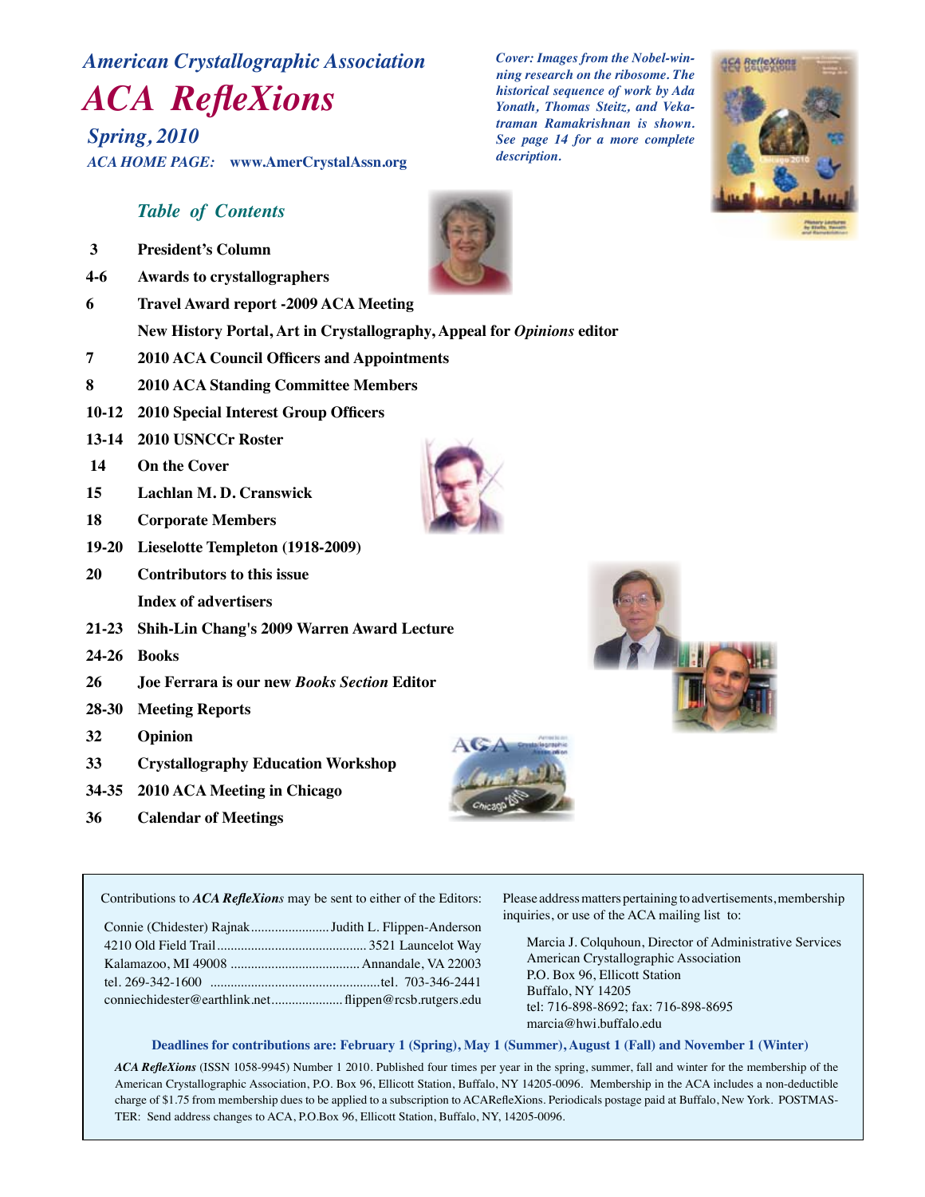# American Crystallographic Association

# ACA RefleXions

## Spring, 2010

*ACA HOME PAGE:* **www.AmerCrystalAssn.org**

*Cover: Images from the Nobel-winning research on the ribosome. The historical sequence of work by Ada Yonath, Thomas Steitz, and Vekatraman Ramakrishnan is shown. See page 14 for a more complete description.*

## *Table of Contents*

| | |
|---|---|
| 3 | President's Column |
| 4-6 | Awards to crystallographers |
| 6 | Travel Award report -2009 ACA Meeting |
| | New History Portal, Art in Crystallography, Appeal for *Opinions* editor |
| 7 | 2010 ACA Council Officers and Appointments |
| 8 | 2010 ACA Standing Committee Members |
| 10-12 | 2010 Special Interest Group Officers |
| 13-14 | 2010 USNCCr Roster |
| 14 | On the Cover |
| 15 | Lachlan M. D. Cranswick |
| 18 | Corporate Members |
| 19-20 | Lieselotte Templeton (1918-2009) |
| 20 | Contributors to this issue |
| | Index of advertisers |
| 21-23 | Shih-Lin Chang's 2009 Warren Award Lecture |
| 24-26 | Books |
| 26 | Joe Ferrara is our new *Books Section* Editor |
| 28-30 | Meeting Reports |
| 32 | Opinion |
| 33 | Crystallography Education Workshop |
| 34-35 | 2010 ACA Meeting in Chicago |
| 36 | Calendar of Meetings |

Contributions to ***ACA RefleXions*** may be sent to either of the Editors:

| | |
|---|---|
| Connie (Chidester) Rajnak | Judith L. Flippen-Anderson |
| 4210 Old Field Trail | 3521 Launcelot Way |
| Kalamazoo, MI 49008 | Annandale, VA 22003 |
| tel. 269-342-1600 | tel. 703-346-2441 |
| conniechidester@earthlink.net | flippen@rcsb.rutgers.edu |

Please address matters pertaining to advertisements, membership inquiries, or use of the ACA mailing list to:

Marcia J. Colquhoun, Director of Administrative Services
American Crystallographic Association
P.O. Box 96, Ellicott Station
Buffalo, NY 14205
tel: 716-898-8692; fax: 716-898-8695
marcia@hwi.buffalo.edu

**Deadlines for contributions are: February 1 (Spring), May 1 (Summer), August 1 (Fall) and November 1 (Winter)**

***ACA RefleXions*** (ISSN 1058-9945) Number 1 2010. Published four times per year in the spring, summer, fall and winter for the membership of the American Crystallographic Association, P.O. Box 96, Ellicott Station, Buffalo, NY 14205-0096. Membership in the ACA includes a non-deductible charge of $1.75 from membership dues to be applied to a subscription to ACARefleXions. Periodicals postage paid at Buffalo, New York. POSTMASTER: Send address changes to ACA, P.O.Box 96, Ellicott Station, Buffalo, NY, 14205-0096.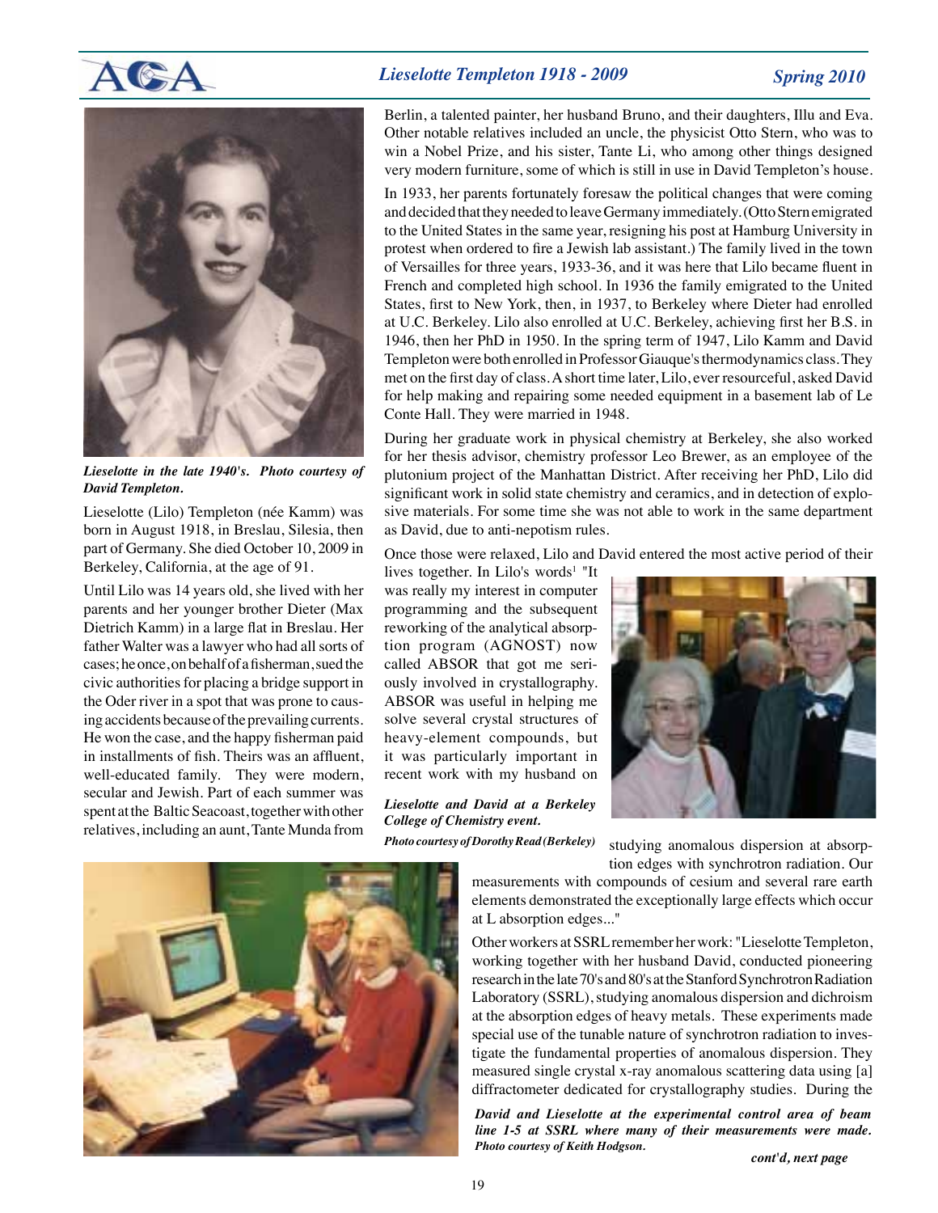*Lieselotte in the late 1940's. Photo courtesy of David Templeton.*

Lieselotte (Lilo) Templeton (née Kamm) was born in August 1918, in Breslau, Silesia, then part of Germany. She died October 10, 2009 in Berkeley, California, at the age of 91.

Until Lilo was 14 years old, she lived with her parents and her younger brother Dieter (Max Dietrich Kamm) in a large flat in Breslau. Her father Walter was a lawyer who had all sorts of cases; he once, on behalf of a fisherman, sued the civic authorities for placing a bridge support in the Oder river in a spot that was prone to causing accidents because of the prevailing currents. He won the case, and the happy fisherman paid in installments of fish. Theirs was an affluent, well-educated family. They were modern, secular and Jewish. Part of each summer was spent at the Baltic Seacoast, together with other relatives, including an aunt, Tante Munda from Berlin, a talented painter, her husband Bruno, and their daughters, Illu and Eva. Other notable relatives included an uncle, the physicist Otto Stern, who was to win a Nobel Prize, and his sister, Tante Li, who among other things designed very modern furniture, some of which is still in use in David Templeton's house.

In 1933, her parents fortunately foresaw the political changes that were coming and decided that they needed to leave Germany immediately. (Otto Stern emigrated to the United States in the same year, resigning his post at Hamburg University in protest when ordered to fire a Jewish lab assistant.) The family lived in the town of Versailles for three years, 1933-36, and it was here that Lilo became fluent in French and completed high school. In 1936 the family emigrated to the United States, first to New York, then, in 1937, to Berkeley where Dieter had enrolled at U.C. Berkeley. Lilo also enrolled at U.C. Berkeley, achieving first her B.S. in 1946, then her PhD in 1950. In the spring term of 1947, Lilo Kamm and David Templeton were both enrolled in Professor Giauque's thermodynamics class. They met on the first day of class. A short time later, Lilo, ever resourceful, asked David for help making and repairing some needed equipment in a basement lab of Le Conte Hall. They were married in 1948.

During her graduate work in physical chemistry at Berkeley, she also worked for her thesis advisor, chemistry professor Leo Brewer, as an employee of the plutonium project of the Manhattan District. After receiving her PhD, Lilo did significant work in solid state chemistry and ceramics, and in detection of explosive materials. For some time she was not able to work in the same department as David, due to anti-nepotism rules.

Once those were relaxed, Lilo and David entered the most active period of their lives together. In Lilo's words[1] "It was really my interest in computer programming and the subsequent reworking of the analytical absorption program (AGNOST) now called ABSOR that got me seriously involved in crystallography. ABSOR was useful in helping me solve several crystal structures of heavy-element compounds, but it was particularly important in recent work with my husband on studying anomalous dispersion at absorption edges with synchrotron radiation. Our measurements with compounds of cesium and several rare earth elements demonstrated the exceptionally large effects which occur at L absorption edges..."

*Lieselotte and David at a Berkeley College of Chemistry event.*
*Photo courtesy of Dorothy Read (Berkeley)*

Other workers at SSRL remember her work: "Lieselotte Templeton, working together with her husband David, conducted pioneering research in the late 70's and 80's at the Stanford Synchrotron Radiation Laboratory (SSRL), studying anomalous dispersion and dichroism at the absorption edges of heavy metals. These experiments made special use of the tunable nature of synchrotron radiation to investigate the fundamental properties of anomalous dispersion. They measured single crystal x-ray anomalous scattering data using [a] diffractometer dedicated for crystallography studies. During the

*David and Lieselotte at the experimental control area of beam line 1-5 at SSRL where many of their measurements were made. Photo courtesy of Keith Hodgson.*

*cont'd, next page*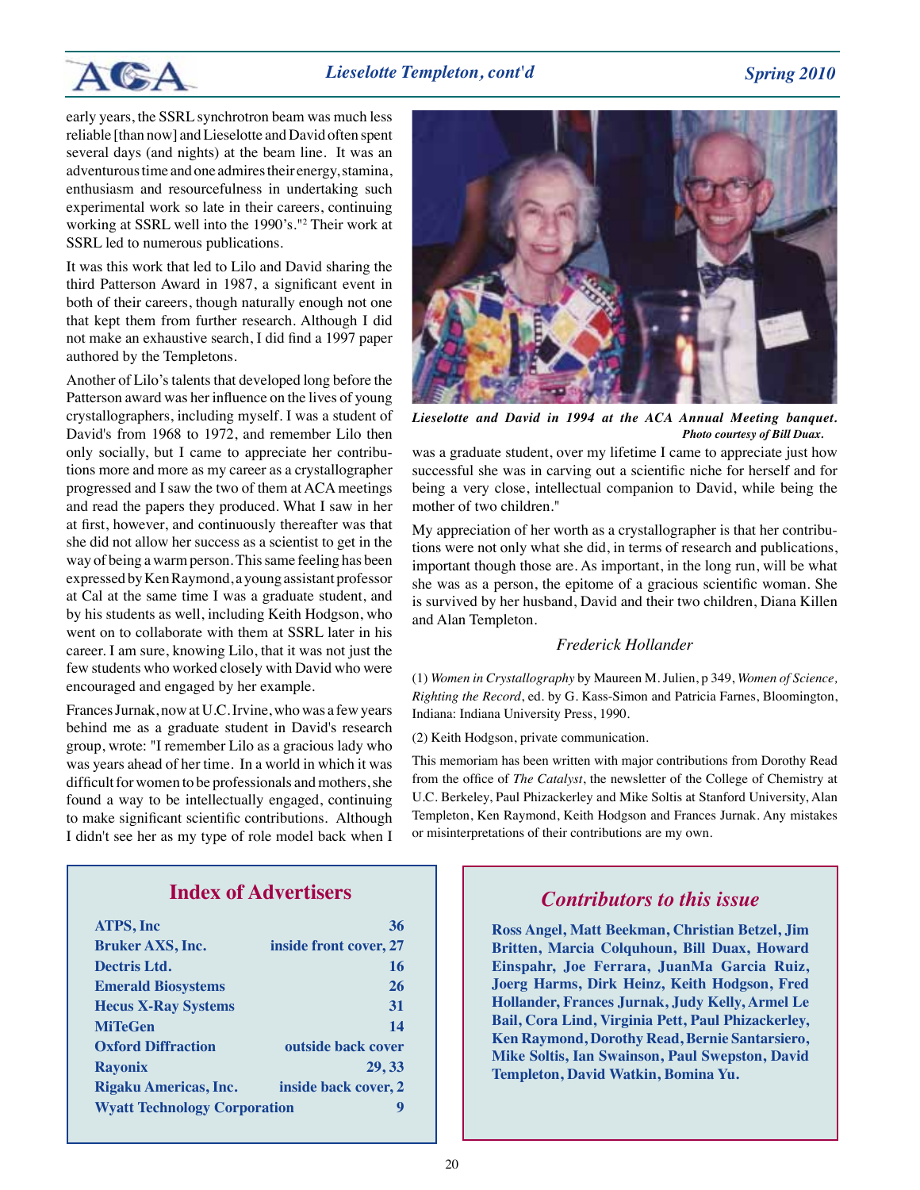early years, the SSRL synchrotron beam was much less reliable [than now] and Lieselotte and David often spent several days (and nights) at the beam line. It was an adventurous time and one admires their energy, stamina, enthusiasm and resourcefulness in undertaking such experimental work so late in their careers, continuing working at SSRL well into the 1990's."[2] Their work at SSRL led to numerous publications.

It was this work that led to Lilo and David sharing the third Patterson Award in 1987, a significant event in both of their careers, though naturally enough not one that kept them from further research. Although I did not make an exhaustive search, I did find a 1997 paper authored by the Templetons.

Another of Lilo's talents that developed long before the Patterson award was her influence on the lives of young crystallographers, including myself. I was a student of David's from 1968 to 1972, and remember Lilo then only socially, but I came to appreciate her contributions more and more as my career as a crystallographer progressed and I saw the two of them at ACA meetings and read the papers they produced. What I saw in her at first, however, and continuously thereafter was that she did not allow her success as a scientist to get in the way of being a warm person. This same feeling has been expressed by Ken Raymond, a young assistant professor at Cal at the same time I was a graduate student, and by his students as well, including Keith Hodgson, who went on to collaborate with them at SSRL later in his career. I am sure, knowing Lilo, that it was not just the few students who worked closely with David who were encouraged and engaged by her example.

Frances Jurnak, now at U.C. Irvine, who was a few years behind me as a graduate student in David's research group, wrote: "I remember Lilo as a gracious lady who was years ahead of her time. In a world in which it was difficult for women to be professionals and mothers, she found a way to be intellectually engaged, continuing to make significant scientific contributions. Although I didn't see her as my type of role model back when I was a graduate student, over my lifetime I came to appreciate just how successful she was in carving out a scientific niche for herself and for being a very close, intellectual companion to David, while being the mother of two children."

*Lieselotte and David in 1994 at the ACA Annual Meeting banquet.* ***Photo courtesy of Bill Duax.***

My appreciation of her worth as a crystallographer is that her contributions were not only what she did, in terms of research and publications, important though those are. As important, in the long run, will be what she was as a person, the epitome of a gracious scientific woman. She is survived by her husband, David and their two children, Diana Killen and Alan Templeton.

*Frederick Hollander*

(1) *Women in Crystallography* by Maureen M. Julien, p 349, *Women of Science, Righting the Record*, ed. by G. Kass-Simon and Patricia Farnes, Bloomington, Indiana: Indiana University Press, 1990.

(2) Keith Hodgson, private communication.

This memoriam has been written with major contributions from Dorothy Read from the office of *The Catalyst*, the newsletter of the College of Chemistry at U.C. Berkeley, Paul Phizackerley and Mike Soltis at Stanford University, Alan Templeton, Ken Raymond, Keith Hodgson and Frances Jurnak. Any mistakes or misinterpretations of their contributions are my own.

## Index of Advertisers

| | |
|---|---|
| **ATPS, Inc** | **36** |
| **Bruker AXS, Inc.** | **inside front cover, 27** |
| **Dectris Ltd.** | **16** |
| **Emerald Biosystems** | **26** |
| **Hecus X-Ray Systems** | **31** |
| **MiTeGen** | **14** |
| **Oxford Diffraction** | **outside back cover** |
| **Rayonix** | **29, 33** |
| **Rigaku Americas, Inc.** | **inside back cover, 2** |
| **Wyatt Technology Corporation** | **9** |

## *Contributors to this issue*

**Ross Angel, Matt Beekman, Christian Betzel, Jim Britten, Marcia Colquhoun, Bill Duax, Howard Einspahr, Joe Ferrara, JuanMa Garcia Ruiz, Joerg Harms, Dirk Heinz, Keith Hodgson, Fred Hollander, Frances Jurnak, Judy Kelly, Armel Le Bail, Cora Lind, Virginia Pett, Paul Phizackerley, Ken Raymond, Dorothy Read, Bernie Santarsiero, Mike Soltis, Ian Swainson, Paul Swepston, David Templeton, David Watkin, Bomina Yu.**